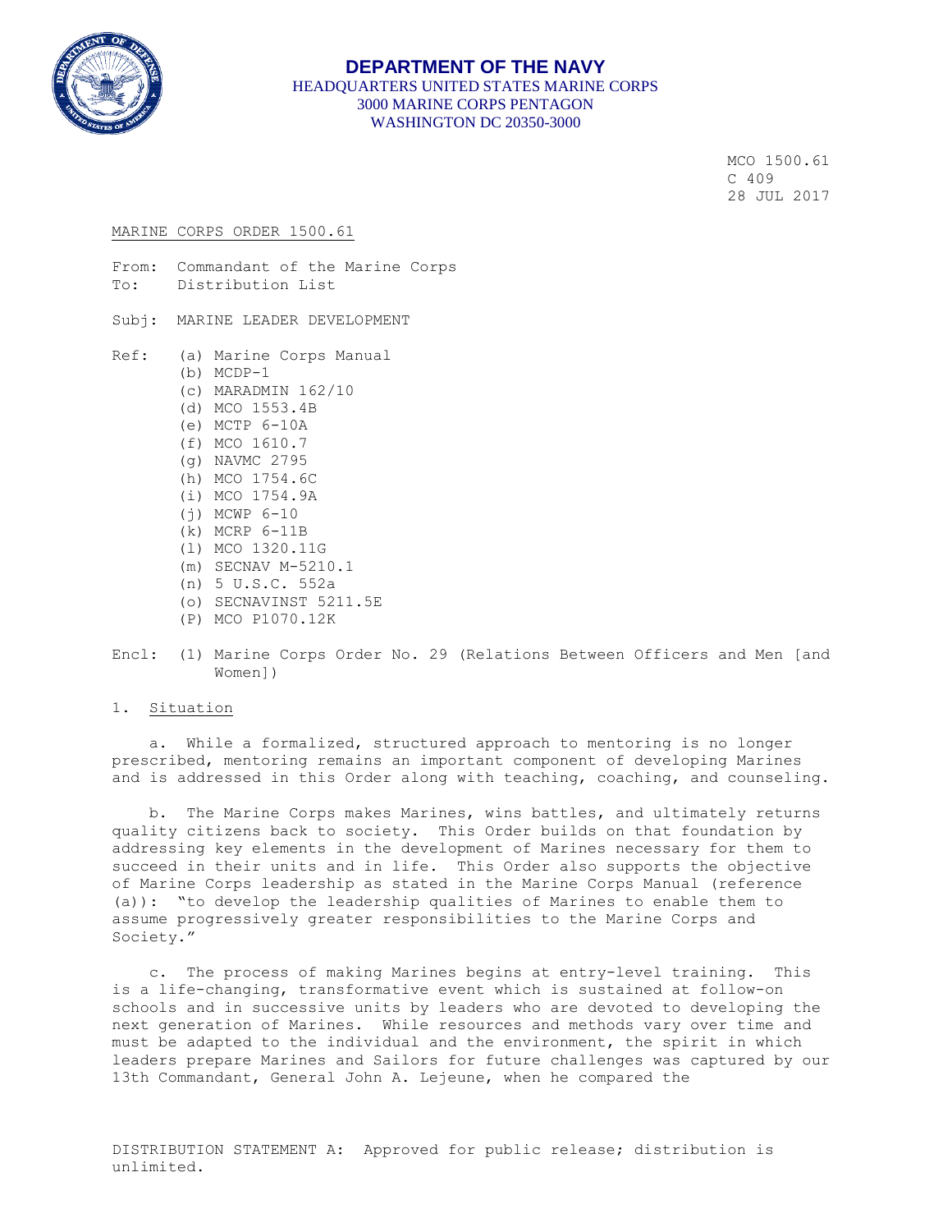**DEPARTMENT OF THE NAVY**
HEADQUARTERS UNITED STATES MARINE CORPS
3000 MARINE CORPS PENTAGON
WASHINGTON DC 20350-3000

MCO 1500.61
C 409
28 JUL 2017

MARINE CORPS ORDER 1500.61

From: Commandant of the Marine Corps
To: Distribution List

Subj: MARINE LEADER DEVELOPMENT

Ref:
(a) Marine Corps Manual
(b) MCDP-1
(c) MARADMIN 162/10
(d) MCO 1553.4B
(e) MCTP 6-10A
(f) MCO 1610.7
(g) NAVMC 2795
(h) MCO 1754.6C
(i) MCO 1754.9A
(j) MCWP 6-10
(k) MCRP 6-11B
(l) MCO 1320.11G
(m) SECNAV M-5210.1
(n) 5 U.S.C. 552a
(o) SECNAVINST 5211.5E
(P) MCO P1070.12K

Encl: (1) Marine Corps Order No. 29 (Relations Between Officers and Men [and Women])

1. Situation

a. While a formalized, structured approach to mentoring is no longer prescribed, mentoring remains an important component of developing Marines and is addressed in this Order along with teaching, coaching, and counseling.

b. The Marine Corps makes Marines, wins battles, and ultimately returns quality citizens back to society. This Order builds on that foundation by addressing key elements in the development of Marines necessary for them to succeed in their units and in life. This Order also supports the objective of Marine Corps leadership as stated in the Marine Corps Manual (reference (a)): "to develop the leadership qualities of Marines to enable them to assume progressively greater responsibilities to the Marine Corps and Society."

c. The process of making Marines begins at entry-level training. This is a life-changing, transformative event which is sustained at follow-on schools and in successive units by leaders who are devoted to developing the next generation of Marines. While resources and methods vary over time and must be adapted to the individual and the environment, the spirit in which leaders prepare Marines and Sailors for future challenges was captured by our 13th Commandant, General John A. Lejeune, when he compared the

DISTRIBUTION STATEMENT A: Approved for public release; distribution is unlimited.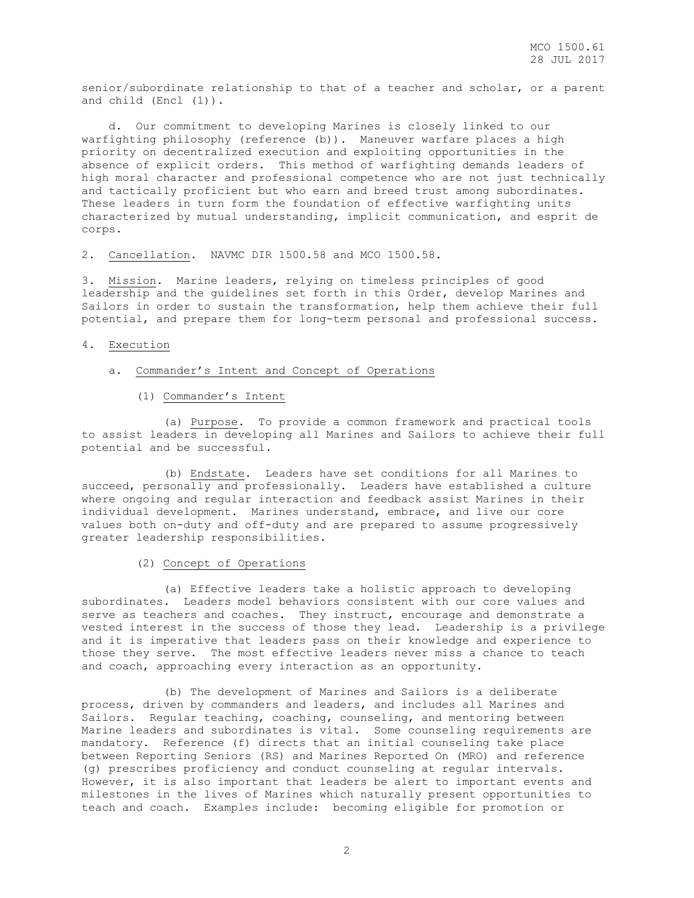senior/subordinate relationship to that of a teacher and scholar, or a parent and child (Encl (1)).

d. Our commitment to developing Marines is closely linked to our warfighting philosophy (reference (b)). Maneuver warfare places a high priority on decentralized execution and exploiting opportunities in the absence of explicit orders. This method of warfighting demands leaders of high moral character and professional competence who are not just technically and tactically proficient but who earn and breed trust among subordinates. These leaders in turn form the foundation of effective warfighting units characterized by mutual understanding, implicit communication, and esprit de corps.

2. Cancellation. NAVMC DIR 1500.58 and MCO 1500.58.

3. Mission. Marine leaders, relying on timeless principles of good leadership and the guidelines set forth in this Order, develop Marines and Sailors in order to sustain the transformation, help them achieve their full potential, and prepare them for long-term personal and professional success.

4. Execution

a. Commander's Intent and Concept of Operations

(1) Commander's Intent

(a) Purpose. To provide a common framework and practical tools to assist leaders in developing all Marines and Sailors to achieve their full potential and be successful.

(b) Endstate. Leaders have set conditions for all Marines to succeed, personally and professionally. Leaders have established a culture where ongoing and regular interaction and feedback assist Marines in their individual development. Marines understand, embrace, and live our core values both on-duty and off-duty and are prepared to assume progressively greater leadership responsibilities.

(2) Concept of Operations

(a) Effective leaders take a holistic approach to developing subordinates. Leaders model behaviors consistent with our core values and serve as teachers and coaches. They instruct, encourage and demonstrate a vested interest in the success of those they lead. Leadership is a privilege and it is imperative that leaders pass on their knowledge and experience to those they serve. The most effective leaders never miss a chance to teach and coach, approaching every interaction as an opportunity.

(b) The development of Marines and Sailors is a deliberate process, driven by commanders and leaders, and includes all Marines and Sailors. Regular teaching, coaching, counseling, and mentoring between Marine leaders and subordinates is vital. Some counseling requirements are mandatory. Reference (f) directs that an initial counseling take place between Reporting Seniors (RS) and Marines Reported On (MRO) and reference (g) prescribes proficiency and conduct counseling at regular intervals. However, it is also important that leaders be alert to important events and milestones in the lives of Marines which naturally present opportunities to teach and coach. Examples include: becoming eligible for promotion or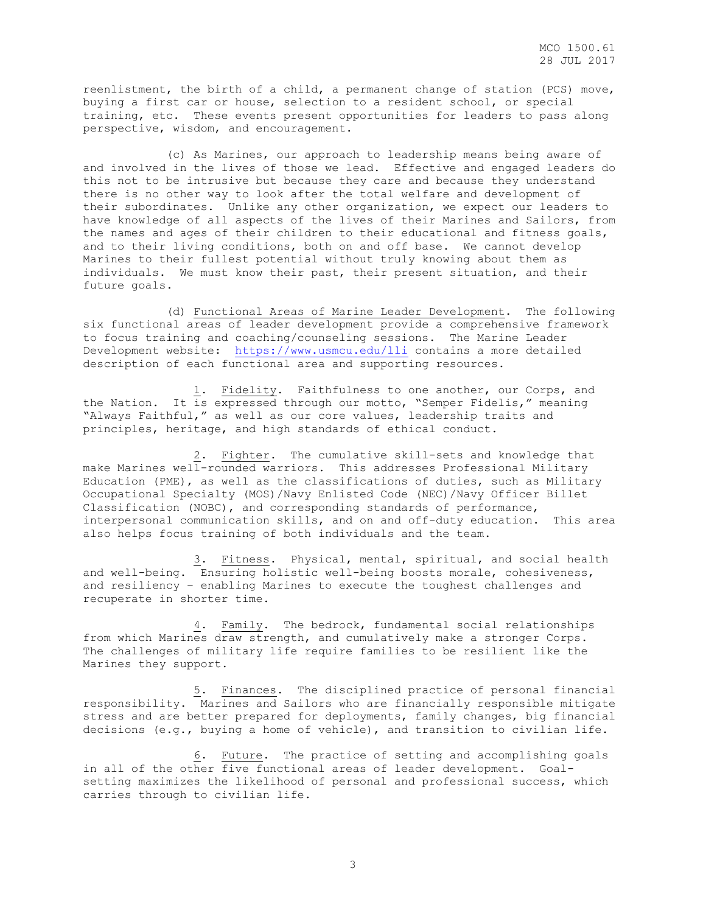reenlistment, the birth of a child, a permanent change of station (PCS) move, buying a first car or house, selection to a resident school, or special training, etc. These events present opportunities for leaders to pass along perspective, wisdom, and encouragement.

(c) As Marines, our approach to leadership means being aware of and involved in the lives of those we lead. Effective and engaged leaders do this not to be intrusive but because they care and because they understand there is no other way to look after the total welfare and development of their subordinates. Unlike any other organization, we expect our leaders to have knowledge of all aspects of the lives of their Marines and Sailors, from the names and ages of their children to their educational and fitness goals, and to their living conditions, both on and off base. We cannot develop Marines to their fullest potential without truly knowing about them as individuals. We must know their past, their present situation, and their future goals.

(d) Functional Areas of Marine Leader Development. The following six functional areas of leader development provide a comprehensive framework to focus training and coaching/counseling sessions. The Marine Leader Development website: https://www.usmcu.edu/lli contains a more detailed description of each functional area and supporting resources.

1. Fidelity. Faithfulness to one another, our Corps, and the Nation. It is expressed through our motto, "Semper Fidelis," meaning "Always Faithful," as well as our core values, leadership traits and principles, heritage, and high standards of ethical conduct.

2. Fighter. The cumulative skill-sets and knowledge that make Marines well-rounded warriors. This addresses Professional Military Education (PME), as well as the classifications of duties, such as Military Occupational Specialty (MOS)/Navy Enlisted Code (NEC)/Navy Officer Billet Classification (NOBC), and corresponding standards of performance, interpersonal communication skills, and on and off-duty education. This area also helps focus training of both individuals and the team.

3. Fitness. Physical, mental, spiritual, and social health and well-being. Ensuring holistic well-being boosts morale, cohesiveness, and resiliency – enabling Marines to execute the toughest challenges and recuperate in shorter time.

4. Family. The bedrock, fundamental social relationships from which Marines draw strength, and cumulatively make a stronger Corps. The challenges of military life require families to be resilient like the Marines they support.

5. Finances. The disciplined practice of personal financial responsibility. Marines and Sailors who are financially responsible mitigate stress and are better prepared for deployments, family changes, big financial decisions (e.g., buying a home of vehicle), and transition to civilian life.

6. Future. The practice of setting and accomplishing goals in all of the other five functional areas of leader development. Goal-setting maximizes the likelihood of personal and professional success, which carries through to civilian life.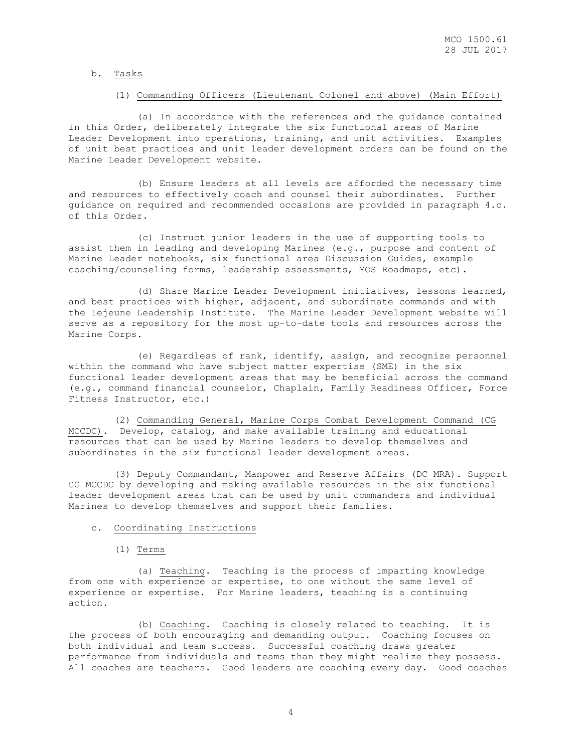b. Tasks

(1) Commanding Officers (Lieutenant Colonel and above) (Main Effort)

(a) In accordance with the references and the guidance contained in this Order, deliberately integrate the six functional areas of Marine Leader Development into operations, training, and unit activities. Examples of unit best practices and unit leader development orders can be found on the Marine Leader Development website.

(b) Ensure leaders at all levels are afforded the necessary time and resources to effectively coach and counsel their subordinates. Further guidance on required and recommended occasions are provided in paragraph 4.c. of this Order.

(c) Instruct junior leaders in the use of supporting tools to assist them in leading and developing Marines (e.g., purpose and content of Marine Leader notebooks, six functional area Discussion Guides, example coaching/counseling forms, leadership assessments, MOS Roadmaps, etc).

(d) Share Marine Leader Development initiatives, lessons learned, and best practices with higher, adjacent, and subordinate commands and with the Lejeune Leadership Institute. The Marine Leader Development website will serve as a repository for the most up-to-date tools and resources across the Marine Corps.

(e) Regardless of rank, identify, assign, and recognize personnel within the command who have subject matter expertise (SME) in the six functional leader development areas that may be beneficial across the command (e.g., command financial counselor, Chaplain, Family Readiness Officer, Force Fitness Instructor, etc.)

(2) Commanding General, Marine Corps Combat Development Command (CG MCCDC). Develop, catalog, and make available training and educational resources that can be used by Marine leaders to develop themselves and subordinates in the six functional leader development areas.

(3) Deputy Commandant, Manpower and Reserve Affairs (DC MRA). Support CG MCCDC by developing and making available resources in the six functional leader development areas that can be used by unit commanders and individual Marines to develop themselves and support their families.

c. Coordinating Instructions

(1) Terms

(a) Teaching. Teaching is the process of imparting knowledge from one with experience or expertise, to one without the same level of experience or expertise. For Marine leaders, teaching is a continuing action.

(b) Coaching. Coaching is closely related to teaching. It is the process of both encouraging and demanding output. Coaching focuses on both individual and team success. Successful coaching draws greater performance from individuals and teams than they might realize they possess. All coaches are teachers. Good leaders are coaching every day. Good coaches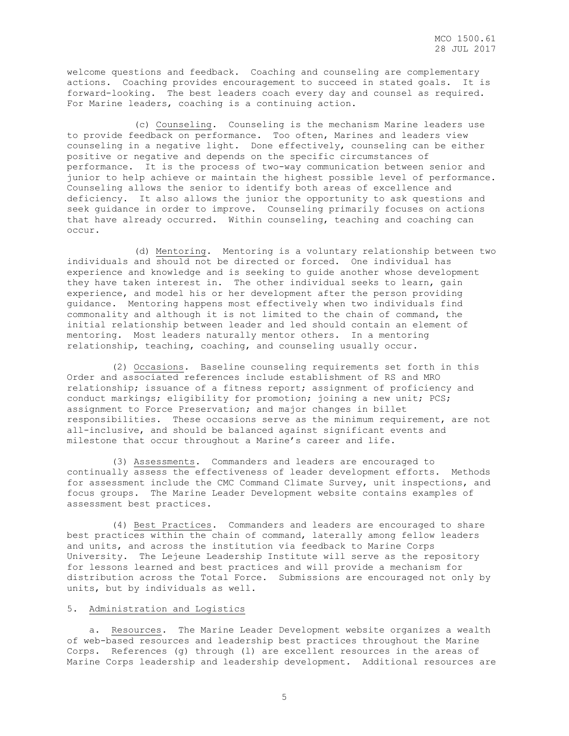welcome questions and feedback. Coaching and counseling are complementary actions. Coaching provides encouragement to succeed in stated goals. It is forward-looking. The best leaders coach every day and counsel as required. For Marine leaders, coaching is a continuing action.

(c) Counseling. Counseling is the mechanism Marine leaders use to provide feedback on performance. Too often, Marines and leaders view counseling in a negative light. Done effectively, counseling can be either positive or negative and depends on the specific circumstances of performance. It is the process of two-way communication between senior and junior to help achieve or maintain the highest possible level of performance. Counseling allows the senior to identify both areas of excellence and deficiency. It also allows the junior the opportunity to ask questions and seek guidance in order to improve. Counseling primarily focuses on actions that have already occurred. Within counseling, teaching and coaching can occur.

(d) Mentoring. Mentoring is a voluntary relationship between two individuals and should not be directed or forced. One individual has experience and knowledge and is seeking to guide another whose development they have taken interest in. The other individual seeks to learn, gain experience, and model his or her development after the person providing guidance. Mentoring happens most effectively when two individuals find commonality and although it is not limited to the chain of command, the initial relationship between leader and led should contain an element of mentoring. Most leaders naturally mentor others. In a mentoring relationship, teaching, coaching, and counseling usually occur.

(2) Occasions. Baseline counseling requirements set forth in this Order and associated references include establishment of RS and MRO relationship; issuance of a fitness report; assignment of proficiency and conduct markings; eligibility for promotion; joining a new unit; PCS; assignment to Force Preservation; and major changes in billet responsibilities. These occasions serve as the minimum requirement, are not all-inclusive, and should be balanced against significant events and milestone that occur throughout a Marine's career and life.

(3) Assessments. Commanders and leaders are encouraged to continually assess the effectiveness of leader development efforts. Methods for assessment include the CMC Command Climate Survey, unit inspections, and focus groups. The Marine Leader Development website contains examples of assessment best practices.

(4) Best Practices. Commanders and leaders are encouraged to share best practices within the chain of command, laterally among fellow leaders and units, and across the institution via feedback to Marine Corps University. The Lejeune Leadership Institute will serve as the repository for lessons learned and best practices and will provide a mechanism for distribution across the Total Force. Submissions are encouraged not only by units, but by individuals as well.

5. Administration and Logistics

a. Resources. The Marine Leader Development website organizes a wealth of web-based resources and leadership best practices throughout the Marine Corps. References (g) through (l) are excellent resources in the areas of Marine Corps leadership and leadership development. Additional resources are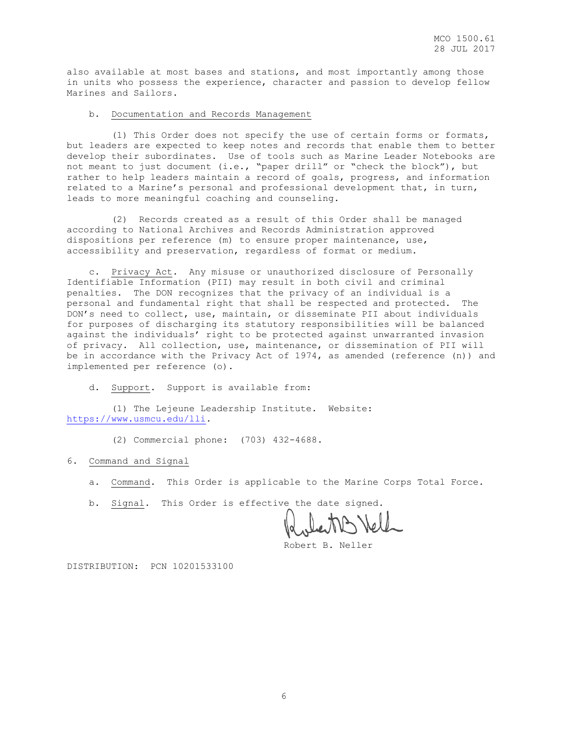also available at most bases and stations, and most importantly among those in units who possess the experience, character and passion to develop fellow Marines and Sailors.

b. Documentation and Records Management

(1) This Order does not specify the use of certain forms or formats, but leaders are expected to keep notes and records that enable them to better develop their subordinates. Use of tools such as Marine Leader Notebooks are not meant to just document (i.e., "paper drill" or "check the block"), but rather to help leaders maintain a record of goals, progress, and information related to a Marine's personal and professional development that, in turn, leads to more meaningful coaching and counseling.

(2) Records created as a result of this Order shall be managed according to National Archives and Records Administration approved dispositions per reference (m) to ensure proper maintenance, use, accessibility and preservation, regardless of format or medium.

c. Privacy Act. Any misuse or unauthorized disclosure of Personally Identifiable Information (PII) may result in both civil and criminal penalties. The DON recognizes that the privacy of an individual is a personal and fundamental right that shall be respected and protected. The DON's need to collect, use, maintain, or disseminate PII about individuals for purposes of discharging its statutory responsibilities will be balanced against the individuals' right to be protected against unwarranted invasion of privacy. All collection, use, maintenance, or dissemination of PII will be in accordance with the Privacy Act of 1974, as amended (reference (n)) and implemented per reference (o).

d. Support. Support is available from:

(1) The Lejeune Leadership Institute. Website: https://www.usmcu.edu/lli.

(2) Commercial phone: (703) 432-4688.

6. Command and Signal

a. Command. This Order is applicable to the Marine Corps Total Force.

b. Signal. This Order is effective the date signed.

Robert B. Neller

DISTRIBUTION: PCN 10201533100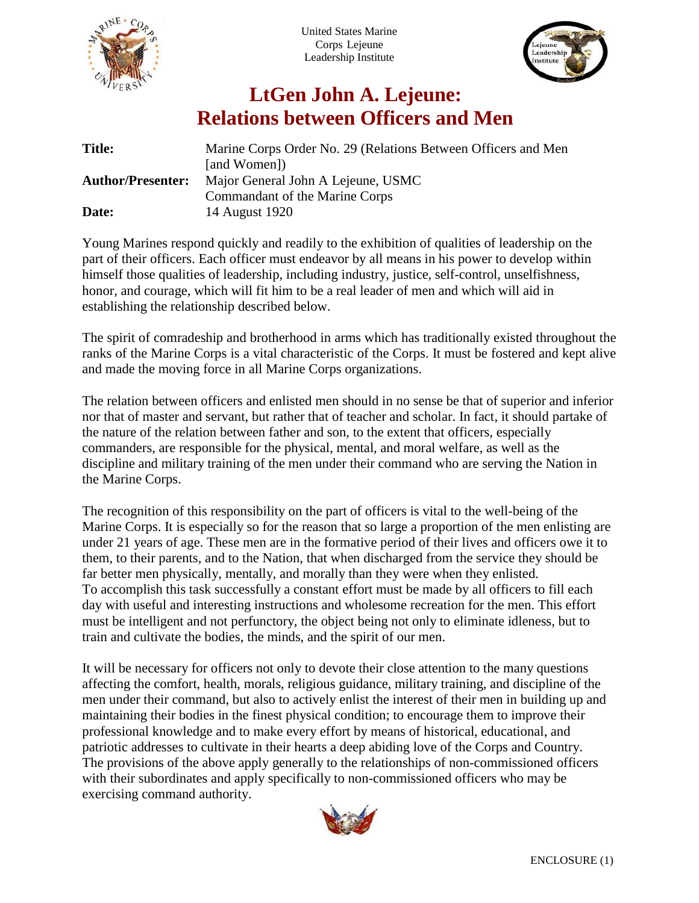United States Marine Corps Lejeune Leadership Institute

# LtGen John A. Lejeune: Relations between Officers and Men

| | |
|---|---|
| **Title:** | Marine Corps Order No. 29 (Relations Between Officers and Men [and Women]) |
| **Author/Presenter:** | Major General John A Lejeune, USMC<br>Commandant of the Marine Corps |
| **Date:** | 14 August 1920 |

Young Marines respond quickly and readily to the exhibition of qualities of leadership on the part of their officers. Each officer must endeavor by all means in his power to develop within himself those qualities of leadership, including industry, justice, self-control, unselfishness, honor, and courage, which will fit him to be a real leader of men and which will aid in establishing the relationship described below.

The spirit of comradeship and brotherhood in arms which has traditionally existed throughout the ranks of the Marine Corps is a vital characteristic of the Corps. It must be fostered and kept alive and made the moving force in all Marine Corps organizations.

The relation between officers and enlisted men should in no sense be that of superior and inferior nor that of master and servant, but rather that of teacher and scholar. In fact, it should partake of the nature of the relation between father and son, to the extent that officers, especially commanders, are responsible for the physical, mental, and moral welfare, as well as the discipline and military training of the men under their command who are serving the Nation in the Marine Corps.

The recognition of this responsibility on the part of officers is vital to the well-being of the Marine Corps. It is especially so for the reason that so large a proportion of the men enlisting are under 21 years of age. These men are in the formative period of their lives and officers owe it to them, to their parents, and to the Nation, that when discharged from the service they should be far better men physically, mentally, and morally than they were when they enlisted.
To accomplish this task successfully a constant effort must be made by all officers to fill each day with useful and interesting instructions and wholesome recreation for the men. This effort must be intelligent and not perfunctory, the object being not only to eliminate idleness, but to train and cultivate the bodies, the minds, and the spirit of our men.

It will be necessary for officers not only to devote their close attention to the many questions affecting the comfort, health, morals, religious guidance, military training, and discipline of the men under their command, but also to actively enlist the interest of their men in building up and maintaining their bodies in the finest physical condition; to encourage them to improve their professional knowledge and to make every effort by means of historical, educational, and patriotic addresses to cultivate in their hearts a deep abiding love of the Corps and Country.
The provisions of the above apply generally to the relationships of non-commissioned officers with their subordinates and apply specifically to non-commissioned officers who may be exercising command authority.

ENCLOSURE (1)